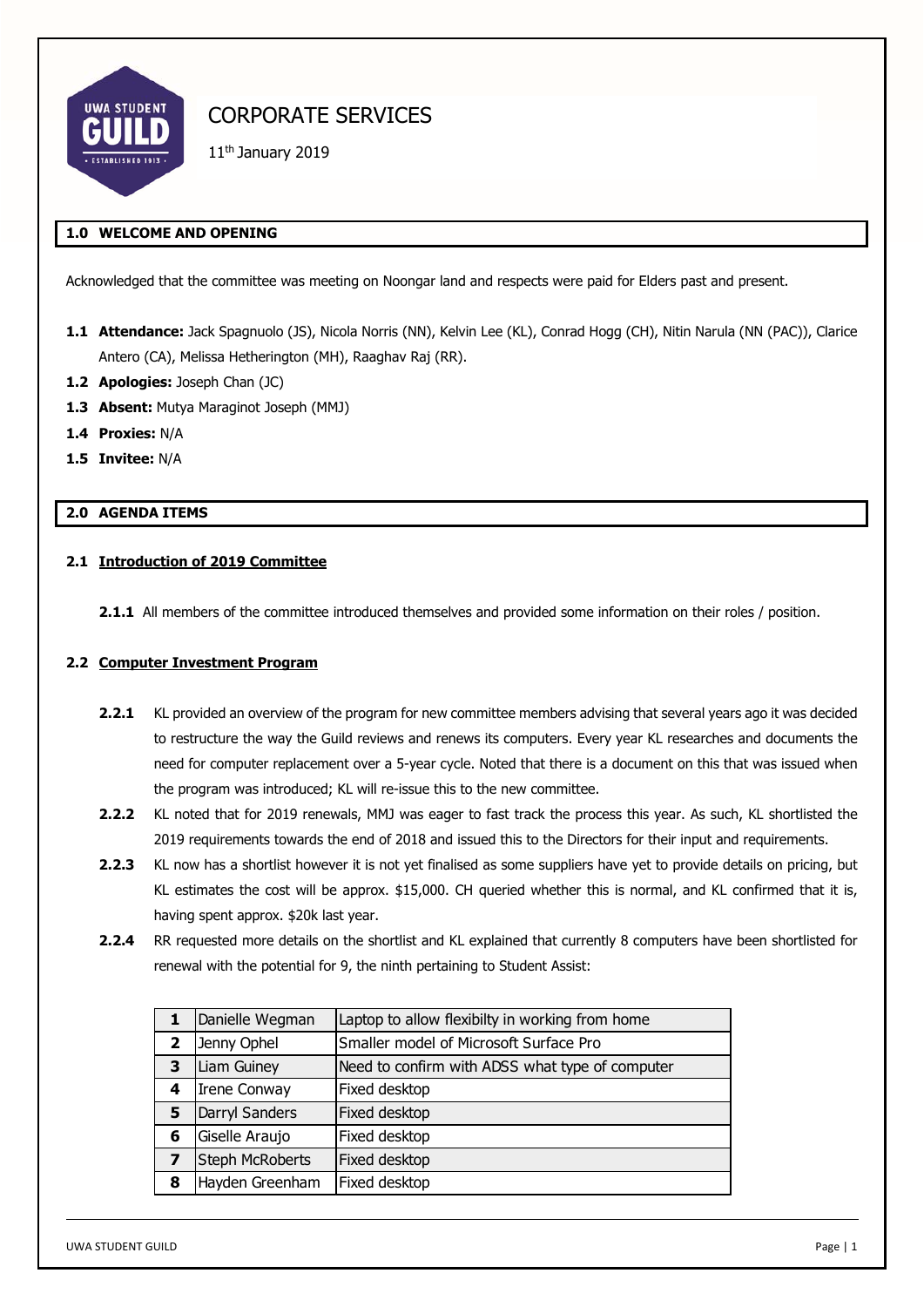# CORPORATE SERVICES

11th January 2019

## 1.0 WELCOME AND OPENING

Acknowledged that the committee was meeting on Noongar land and respects were paid for Elders past and present.

**1.1 Attendance:** Jack Spagnuolo (JS), Nicola Norris (NN), Kelvin Lee (KL), Conrad Hogg (CH), Nitin Narula (NN (PAC)), Clarice Antero (CA), Melissa Hetherington (MH), Raaghav Raj (RR).

**1.2 Apologies:** Joseph Chan (JC)

**1.3 Absent:** Mutya Maraginot Joseph (MMJ)

**1.4 Proxies:** N/A

**1.5 Invitee:** N/A

## 2.0 AGENDA ITEMS

### 2.1 Introduction of 2019 Committee

**2.1.1** All members of the committee introduced themselves and provided some information on their roles / position.

### 2.2 Computer Investment Program

**2.2.1** KL provided an overview of the program for new committee members advising that several years ago it was decided to restructure the way the Guild reviews and renews its computers. Every year KL researches and documents the need for computer replacement over a 5-year cycle. Noted that there is a document on this that was issued when the program was introduced; KL will re-issue this to the new committee.

**2.2.2** KL noted that for 2019 renewals, MMJ was eager to fast track the process this year. As such, KL shortlisted the 2019 requirements towards the end of 2018 and issued this to the Directors for their input and requirements.

**2.2.3** KL now has a shortlist however it is not yet finalised as some suppliers have yet to provide details on pricing, but KL estimates the cost will be approx. $15,000. CH queried whether this is normal, and KL confirmed that it is, having spent approx. $20k last year.

**2.2.4** RR requested more details on the shortlist and KL explained that currently 8 computers have been shortlisted for renewal with the potential for 9, the ninth pertaining to Student Assist:

| | | |
|---|---|---|
| **1** | Danielle Wegman | Laptop to allow flexibilty in working from home |
| **2** | Jenny Ophel | Smaller model of Microsoft Surface Pro |
| **3** | Liam Guiney | Need to confirm with ADSS what type of computer |
| **4** | Irene Conway | Fixed desktop |
| **5** | Darryl Sanders | Fixed desktop |
| **6** | Giselle Araujo | Fixed desktop |
| **7** | Steph McRoberts | Fixed desktop |
| **8** | Hayden Greenham | Fixed desktop |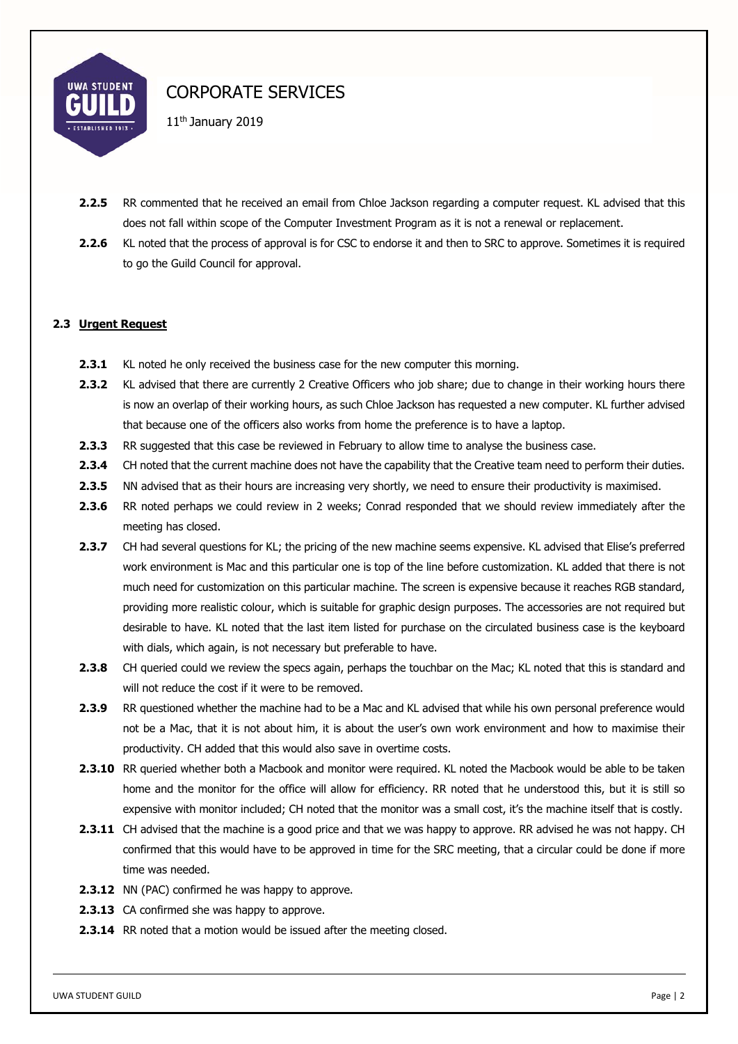**2.2.5** RR commented that he received an email from Chloe Jackson regarding a computer request. KL advised that this does not fall within scope of the Computer Investment Program as it is not a renewal or replacement.

**2.2.6** KL noted that the process of approval is for CSC to endorse it and then to SRC to approve. Sometimes it is required to go the Guild Council for approval.

### 2.3 Urgent Request

**2.3.1** KL noted he only received the business case for the new computer this morning.

**2.3.2** KL advised that there are currently 2 Creative Officers who job share; due to change in their working hours there is now an overlap of their working hours, as such Chloe Jackson has requested a new computer. KL further advised that because one of the officers also works from home the preference is to have a laptop.

**2.3.3** RR suggested that this case be reviewed in February to allow time to analyse the business case.

**2.3.4** CH noted that the current machine does not have the capability that the Creative team need to perform their duties.

**2.3.5** NN advised that as their hours are increasing very shortly, we need to ensure their productivity is maximised.

**2.3.6** RR noted perhaps we could review in 2 weeks; Conrad responded that we should review immediately after the meeting has closed.

**2.3.7** CH had several questions for KL; the pricing of the new machine seems expensive. KL advised that Elise's preferred work environment is Mac and this particular one is top of the line before customization. KL added that there is not much need for customization on this particular machine. The screen is expensive because it reaches RGB standard, providing more realistic colour, which is suitable for graphic design purposes. The accessories are not required but desirable to have. KL noted that the last item listed for purchase on the circulated business case is the keyboard with dials, which again, is not necessary but preferable to have.

**2.3.8** CH queried could we review the specs again, perhaps the touchbar on the Mac; KL noted that this is standard and will not reduce the cost if it were to be removed.

**2.3.9** RR questioned whether the machine had to be a Mac and KL advised that while his own personal preference would not be a Mac, that it is not about him, it is about the user's own work environment and how to maximise their productivity. CH added that this would also save in overtime costs.

**2.3.10** RR queried whether both a Macbook and monitor were required. KL noted the Macbook would be able to be taken home and the monitor for the office will allow for efficiency. RR noted that he understood this, but it is still so expensive with monitor included; CH noted that the monitor was a small cost, it's the machine itself that is costly.

**2.3.11** CH advised that the machine is a good price and that we was happy to approve. RR advised he was not happy. CH confirmed that this would have to be approved in time for the SRC meeting, that a circular could be done if more time was needed.

**2.3.12** NN (PAC) confirmed he was happy to approve.

**2.3.13** CA confirmed she was happy to approve.

**2.3.14** RR noted that a motion would be issued after the meeting closed.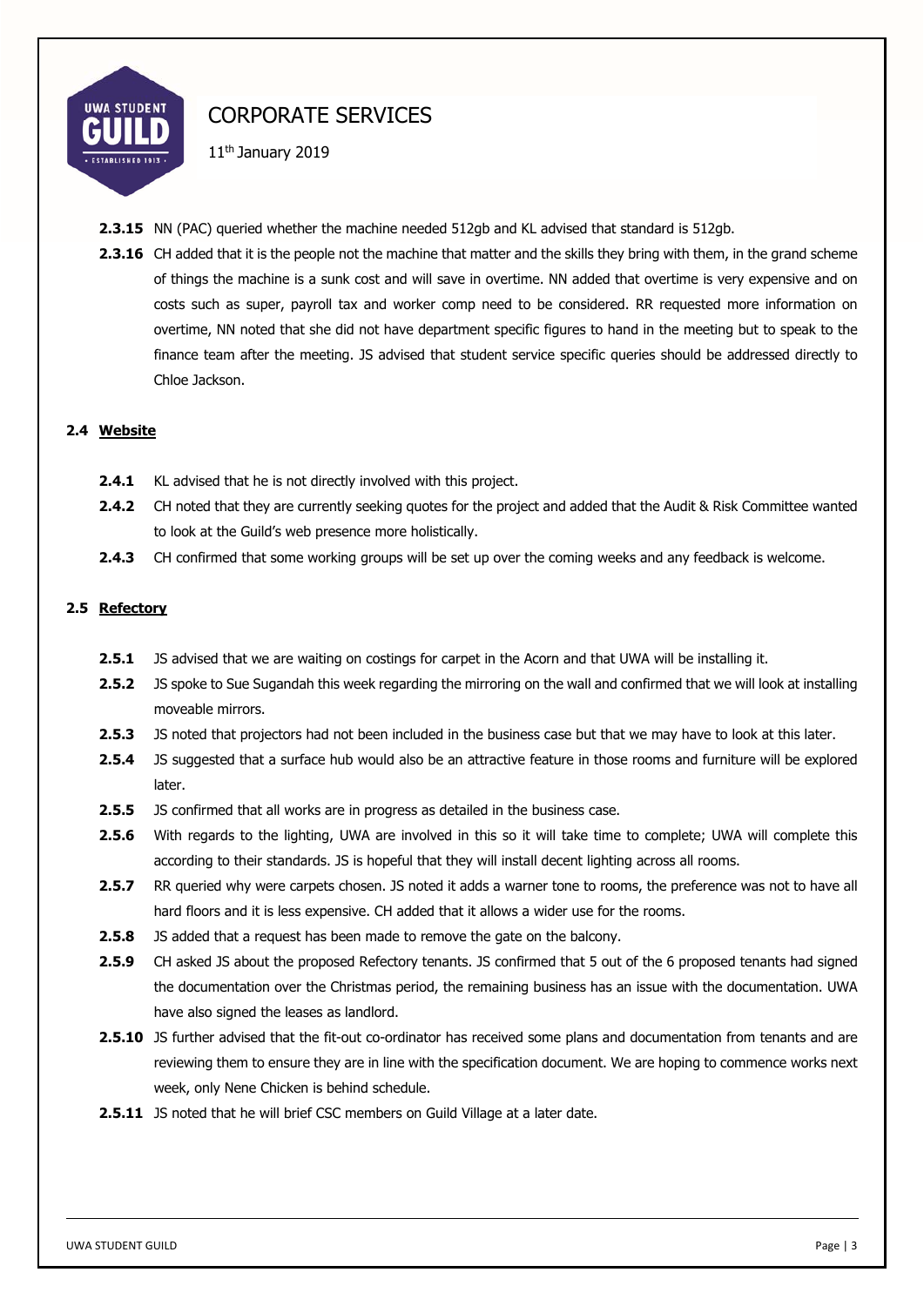**2.3.15** NN (PAC) queried whether the machine needed 512gb and KL advised that standard is 512gb.

**2.3.16** CH added that it is the people not the machine that matter and the skills they bring with them, in the grand scheme of things the machine is a sunk cost and will save in overtime. NN added that overtime is very expensive and on costs such as super, payroll tax and worker comp need to be considered. RR requested more information on overtime, NN noted that she did not have department specific figures to hand in the meeting but to speak to the finance team after the meeting. JS advised that student service specific queries should be addressed directly to Chloe Jackson.

### 2.4 Website

**2.4.1** KL advised that he is not directly involved with this project.

**2.4.2** CH noted that they are currently seeking quotes for the project and added that the Audit & Risk Committee wanted to look at the Guild's web presence more holistically.

**2.4.3** CH confirmed that some working groups will be set up over the coming weeks and any feedback is welcome.

### 2.5 Refectory

**2.5.1** JS advised that we are waiting on costings for carpet in the Acorn and that UWA will be installing it.

**2.5.2** JS spoke to Sue Sugandah this week regarding the mirroring on the wall and confirmed that we will look at installing moveable mirrors.

**2.5.3** JS noted that projectors had not been included in the business case but that we may have to look at this later.

**2.5.4** JS suggested that a surface hub would also be an attractive feature in those rooms and furniture will be explored later.

**2.5.5** JS confirmed that all works are in progress as detailed in the business case.

**2.5.6** With regards to the lighting, UWA are involved in this so it will take time to complete; UWA will complete this according to their standards. JS is hopeful that they will install decent lighting across all rooms.

**2.5.7** RR queried why were carpets chosen. JS noted it adds a warner tone to rooms, the preference was not to have all hard floors and it is less expensive. CH added that it allows a wider use for the rooms.

**2.5.8** JS added that a request has been made to remove the gate on the balcony.

**2.5.9** CH asked JS about the proposed Refectory tenants. JS confirmed that 5 out of the 6 proposed tenants had signed the documentation over the Christmas period, the remaining business has an issue with the documentation. UWA have also signed the leases as landlord.

**2.5.10** JS further advised that the fit-out co-ordinator has received some plans and documentation from tenants and are reviewing them to ensure they are in line with the specification document. We are hoping to commence works next week, only Nene Chicken is behind schedule.

**2.5.11** JS noted that he will brief CSC members on Guild Village at a later date.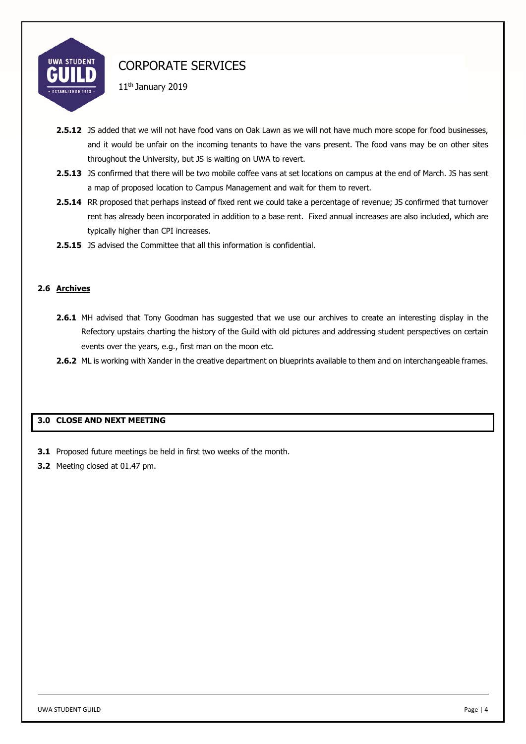**2.5.12** JS added that we will not have food vans on Oak Lawn as we will not have much more scope for food businesses, and it would be unfair on the incoming tenants to have the vans present. The food vans may be on other sites throughout the University, but JS is waiting on UWA to revert.

**2.5.13** JS confirmed that there will be two mobile coffee vans at set locations on campus at the end of March. JS has sent a map of proposed location to Campus Management and wait for them to revert.

**2.5.14** RR proposed that perhaps instead of fixed rent we could take a percentage of revenue; JS confirmed that turnover rent has already been incorporated in addition to a base rent. Fixed annual increases are also included, which are typically higher than CPI increases.

**2.5.15** JS advised the Committee that all this information is confidential.

### 2.6 Archives

**2.6.1** MH advised that Tony Goodman has suggested that we use our archives to create an interesting display in the Refectory upstairs charting the history of the Guild with old pictures and addressing student perspectives on certain events over the years, e.g., first man on the moon etc.

**2.6.2** ML is working with Xander in the creative department on blueprints available to them and on interchangeable frames.

## 3.0 CLOSE AND NEXT MEETING

**3.1** Proposed future meetings be held in first two weeks of the month.

**3.2** Meeting closed at 01.47 pm.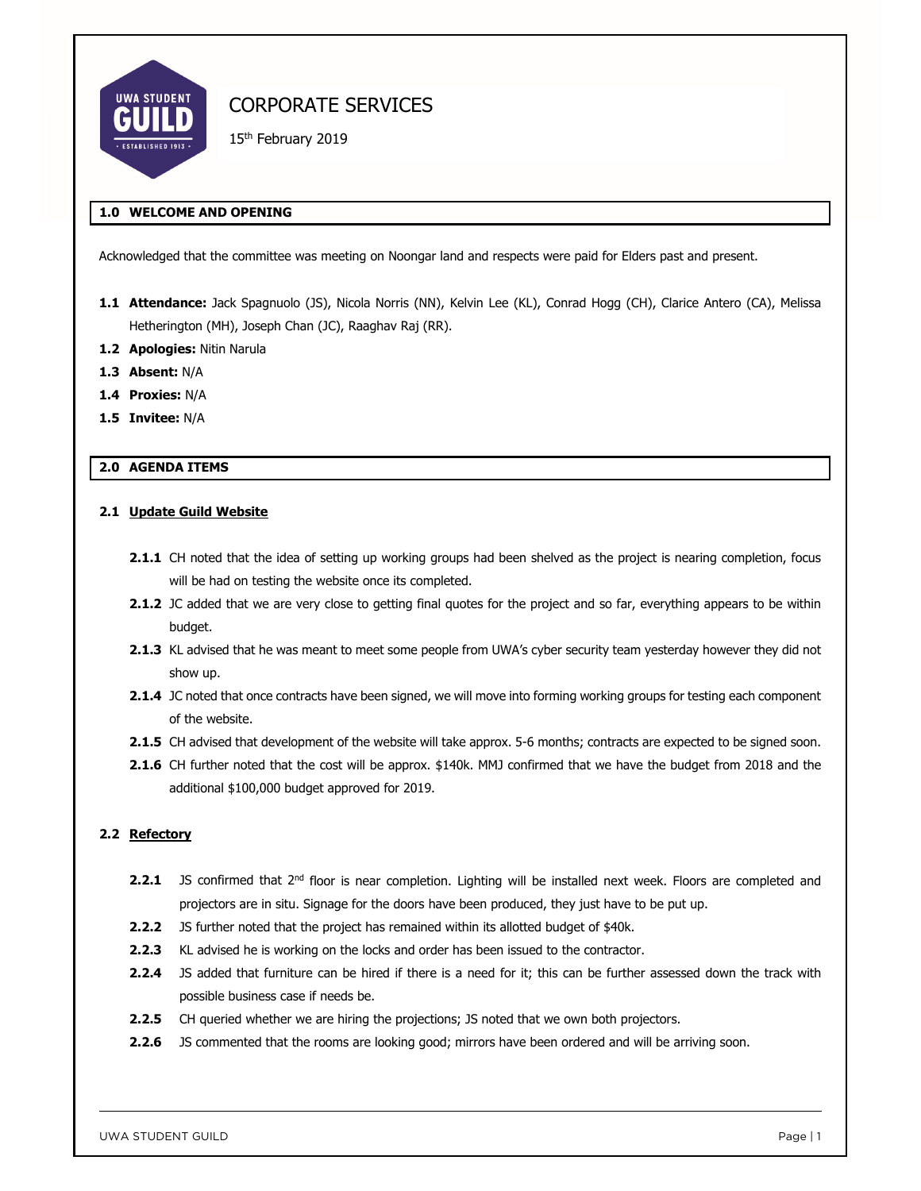# CORPORATE SERVICES

15th February 2019

## 1.0 WELCOME AND OPENING

Acknowledged that the committee was meeting on Noongar land and respects were paid for Elders past and present.

**1.1 Attendance:** Jack Spagnuolo (JS), Nicola Norris (NN), Kelvin Lee (KL), Conrad Hogg (CH), Clarice Antero (CA), Melissa Hetherington (MH), Joseph Chan (JC), Raaghav Raj (RR).

**1.2 Apologies:** Nitin Narula

**1.3 Absent:** N/A

**1.4 Proxies:** N/A

**1.5 Invitee:** N/A

## 2.0 AGENDA ITEMS

### 2.1 Update Guild Website

**2.1.1** CH noted that the idea of setting up working groups had been shelved as the project is nearing completion, focus will be had on testing the website once its completed.

**2.1.2** JC added that we are very close to getting final quotes for the project and so far, everything appears to be within budget.

**2.1.3** KL advised that he was meant to meet some people from UWA's cyber security team yesterday however they did not show up.

**2.1.4** JC noted that once contracts have been signed, we will move into forming working groups for testing each component of the website.

**2.1.5** CH advised that development of the website will take approx. 5-6 months; contracts are expected to be signed soon.

**2.1.6** CH further noted that the cost will be approx. $140k. MMJ confirmed that we have the budget from 2018 and the additional $100,000 budget approved for 2019.

### 2.2 Refectory

**2.2.1** JS confirmed that 2nd floor is near completion. Lighting will be installed next week. Floors are completed and projectors are in situ. Signage for the doors have been produced, they just have to be put up.

**2.2.2** JS further noted that the project has remained within its allotted budget of $40k.

**2.2.3** KL advised he is working on the locks and order has been issued to the contractor.

**2.2.4** JS added that furniture can be hired if there is a need for it; this can be further assessed down the track with possible business case if needs be.

**2.2.5** CH queried whether we are hiring the projections; JS noted that we own both projectors.

**2.2.6** JS commented that the rooms are looking good; mirrors have been ordered and will be arriving soon.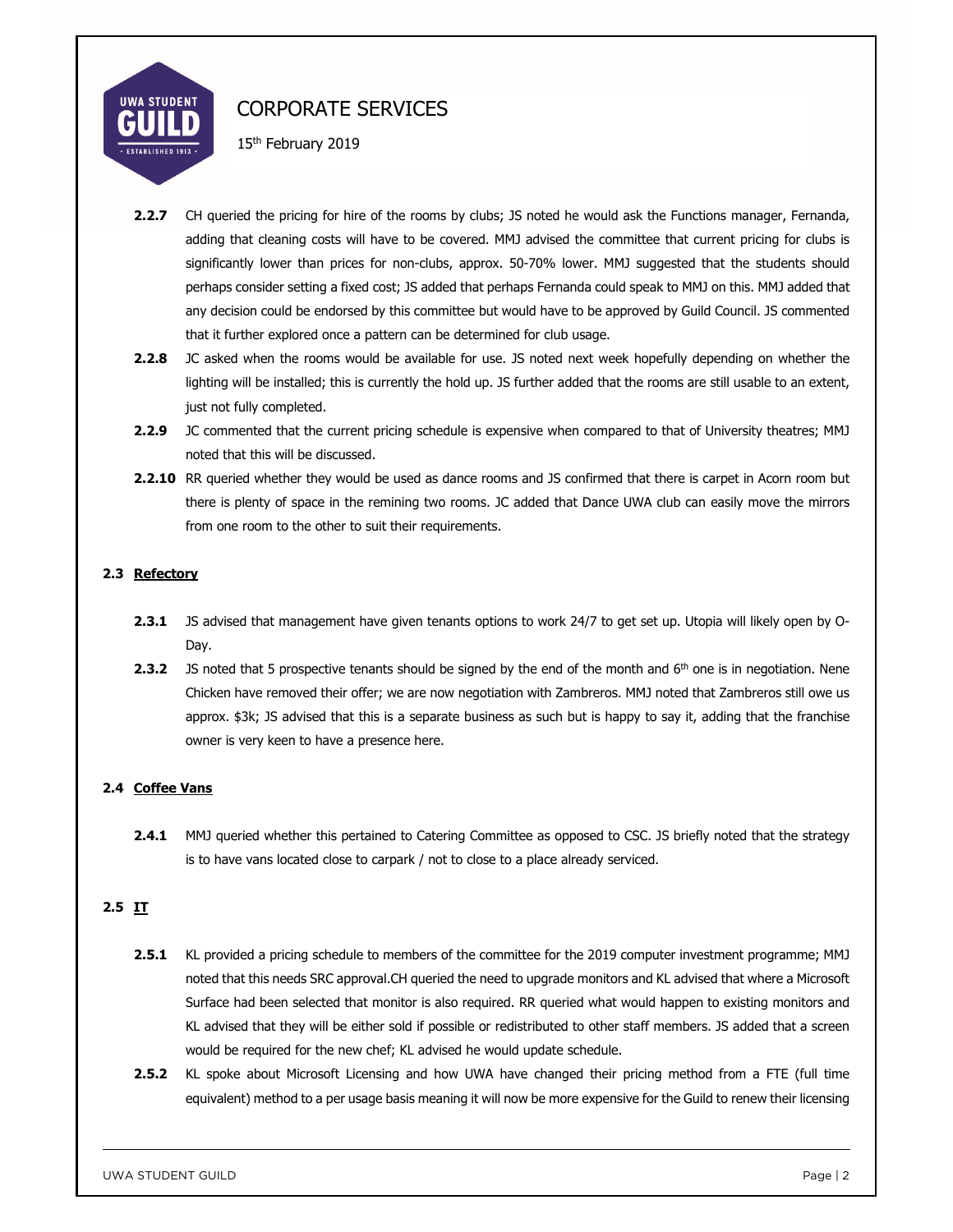**2.2.7** CH queried the pricing for hire of the rooms by clubs; JS noted he would ask the Functions manager, Fernanda, adding that cleaning costs will have to be covered. MMJ advised the committee that current pricing for clubs is significantly lower than prices for non-clubs, approx. 50-70% lower. MMJ suggested that the students should perhaps consider setting a fixed cost; JS added that perhaps Fernanda could speak to MMJ on this. MMJ added that any decision could be endorsed by this committee but would have to be approved by Guild Council. JS commented that it further explored once a pattern can be determined for club usage.

**2.2.8** JC asked when the rooms would be available for use. JS noted next week hopefully depending on whether the lighting will be installed; this is currently the hold up. JS further added that the rooms are still usable to an extent, just not fully completed.

**2.2.9** JC commented that the current pricing schedule is expensive when compared to that of University theatres; MMJ noted that this will be discussed.

**2.2.10** RR queried whether they would be used as dance rooms and JS confirmed that there is carpet in Acorn room but there is plenty of space in the remining two rooms. JC added that Dance UWA club can easily move the mirrors from one room to the other to suit their requirements.

### 2.3 Refectory

**2.3.1** JS advised that management have given tenants options to work 24/7 to get set up. Utopia will likely open by O-Day.

**2.3.2** JS noted that 5 prospective tenants should be signed by the end of the month and 6th one is in negotiation. Nene Chicken have removed their offer; we are now negotiation with Zambreros. MMJ noted that Zambreros still owe us approx. $3k; JS advised that this is a separate business as such but is happy to say it, adding that the franchise owner is very keen to have a presence here.

### 2.4 Coffee Vans

**2.4.1** MMJ queried whether this pertained to Catering Committee as opposed to CSC. JS briefly noted that the strategy is to have vans located close to carpark / not to close to a place already serviced.

### 2.5 IT

**2.5.1** KL provided a pricing schedule to members of the committee for the 2019 computer investment programme; MMJ noted that this needs SRC approval.CH queried the need to upgrade monitors and KL advised that where a Microsoft Surface had been selected that monitor is also required. RR queried what would happen to existing monitors and KL advised that they will be either sold if possible or redistributed to other staff members. JS added that a screen would be required for the new chef; KL advised he would update schedule.

**2.5.2** KL spoke about Microsoft Licensing and how UWA have changed their pricing method from a FTE (full time equivalent) method to a per usage basis meaning it will now be more expensive for the Guild to renew their licensing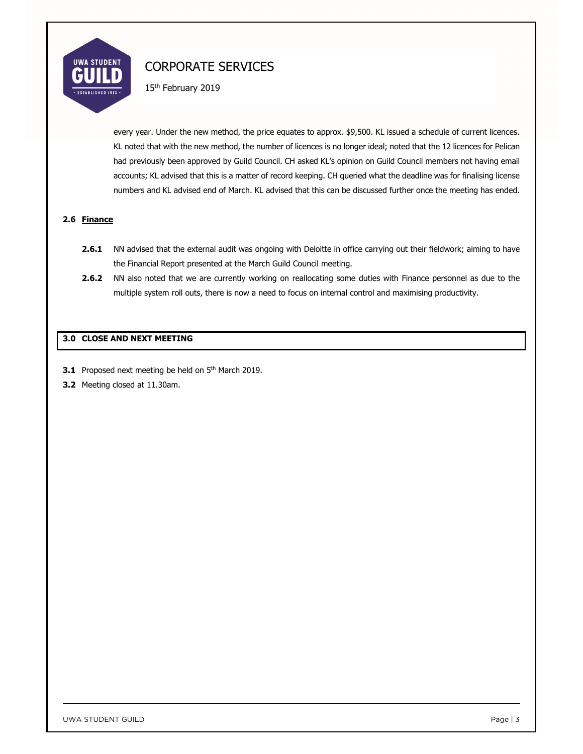every year. Under the new method, the price equates to approx. $9,500. KL issued a schedule of current licences. KL noted that with the new method, the number of licences is no longer ideal; noted that the 12 licences for Pelican had previously been approved by Guild Council. CH asked KL's opinion on Guild Council members not having email accounts; KL advised that this is a matter of record keeping. CH queried what the deadline was for finalising license numbers and KL advised end of March. KL advised that this can be discussed further once the meeting has ended.

**2.6 Finance**

**2.6.1** NN advised that the external audit was ongoing with Deloitte in office carrying out their fieldwork; aiming to have the Financial Report presented at the March Guild Council meeting.

**2.6.2** NN also noted that we are currently working on reallocating some duties with Finance personnel as due to the multiple system roll outs, there is now a need to focus on internal control and maximising productivity.

## 3.0 CLOSE AND NEXT MEETING

**3.1** Proposed next meeting be held on 5th March 2019.

**3.2** Meeting closed at 11.30am.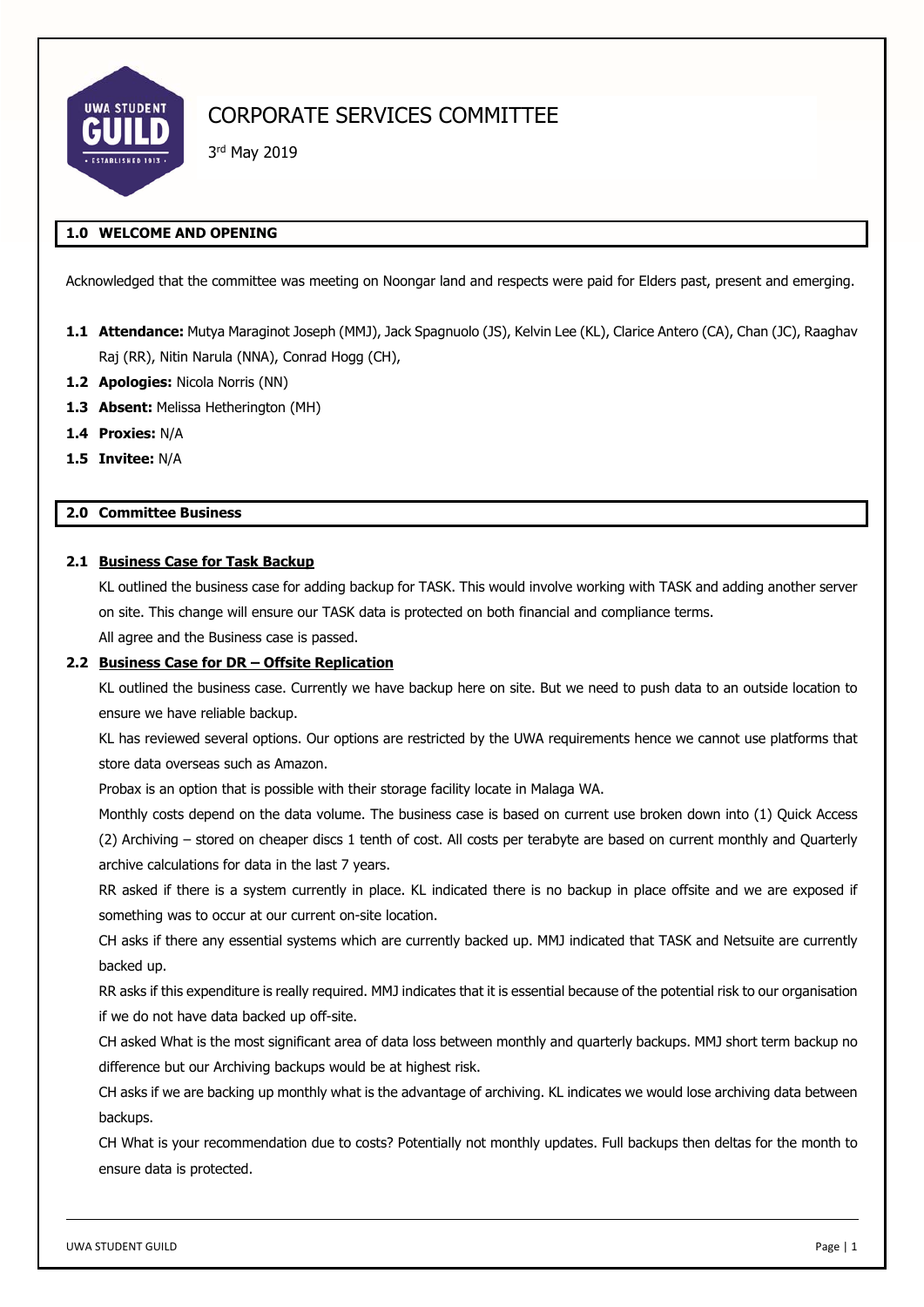# CORPORATE SERVICES COMMITTEE

3rd May 2019

## 1.0 WELCOME AND OPENING

Acknowledged that the committee was meeting on Noongar land and respects were paid for Elders past, present and emerging.

**1.1 Attendance:** Mutya Maraginot Joseph (MMJ), Jack Spagnuolo (JS), Kelvin Lee (KL), Clarice Antero (CA), Chan (JC), Raaghav Raj (RR), Nitin Narula (NNA), Conrad Hogg (CH),

**1.2 Apologies:** Nicola Norris (NN)

**1.3 Absent:** Melissa Hetherington (MH)

**1.4 Proxies:** N/A

**1.5 Invitee:** N/A

## 2.0 Committee Business

### 2.1 Business Case for Task Backup

KL outlined the business case for adding backup for TASK. This would involve working with TASK and adding another server on site. This change will ensure our TASK data is protected on both financial and compliance terms.

All agree and the Business case is passed.

### 2.2 Business Case for DR – Offsite Replication

KL outlined the business case. Currently we have backup here on site. But we need to push data to an outside location to ensure we have reliable backup.

KL has reviewed several options. Our options are restricted by the UWA requirements hence we cannot use platforms that store data overseas such as Amazon.

Probax is an option that is possible with their storage facility locate in Malaga WA.

Monthly costs depend on the data volume. The business case is based on current use broken down into (1) Quick Access (2) Archiving – stored on cheaper discs 1 tenth of cost. All costs per terabyte are based on current monthly and Quarterly archive calculations for data in the last 7 years.

RR asked if there is a system currently in place. KL indicated there is no backup in place offsite and we are exposed if something was to occur at our current on-site location.

CH asks if there any essential systems which are currently backed up. MMJ indicated that TASK and Netsuite are currently backed up.

RR asks if this expenditure is really required. MMJ indicates that it is essential because of the potential risk to our organisation if we do not have data backed up off-site.

CH asked What is the most significant area of data loss between monthly and quarterly backups. MMJ short term backup no difference but our Archiving backups would be at highest risk.

CH asks if we are backing up monthly what is the advantage of archiving. KL indicates we would lose archiving data between backups.

CH What is your recommendation due to costs? Potentially not monthly updates. Full backups then deltas for the month to ensure data is protected.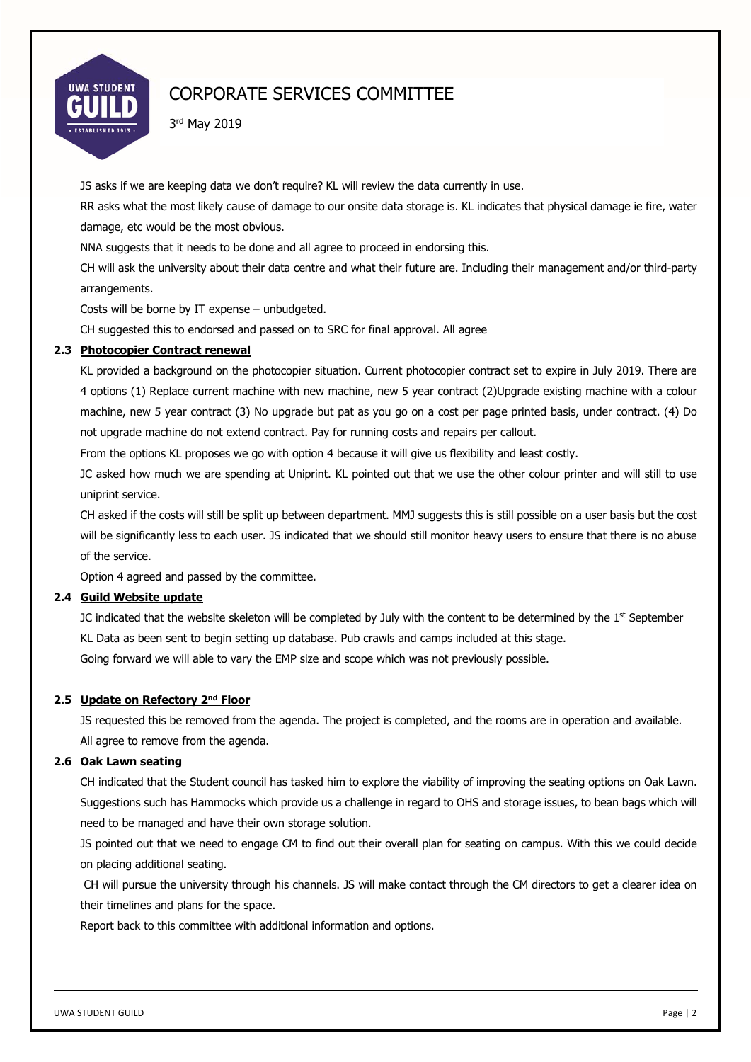# CORPORATE SERVICES COMMITTEE

3rd May 2019

JS asks if we are keeping data we don't require? KL will review the data currently in use.

RR asks what the most likely cause of damage to our onsite data storage is. KL indicates that physical damage ie fire, water damage, etc would be the most obvious.

NNA suggests that it needs to be done and all agree to proceed in endorsing this.

CH will ask the university about their data centre and what their future are. Including their management and/or third-party arrangements.

Costs will be borne by IT expense – unbudgeted.

CH suggested this to endorsed and passed on to SRC for final approval. All agree

### 2.3 Photocopier Contract renewal

KL provided a background on the photocopier situation. Current photocopier contract set to expire in July 2019. There are 4 options (1) Replace current machine with new machine, new 5 year contract (2)Upgrade existing machine with a colour machine, new 5 year contract (3) No upgrade but pat as you go on a cost per page printed basis, under contract. (4) Do not upgrade machine do not extend contract. Pay for running costs and repairs per callout.

From the options KL proposes we go with option 4 because it will give us flexibility and least costly.

JC asked how much we are spending at Uniprint. KL pointed out that we use the other colour printer and will still to use uniprint service.

CH asked if the costs will still be split up between department. MMJ suggests this is still possible on a user basis but the cost will be significantly less to each user. JS indicated that we should still monitor heavy users to ensure that there is no abuse of the service.

Option 4 agreed and passed by the committee.

### 2.4 Guild Website update

JC indicated that the website skeleton will be completed by July with the content to be determined by the 1st September

KL Data as been sent to begin setting up database. Pub crawls and camps included at this stage.

Going forward we will able to vary the EMP size and scope which was not previously possible.

### 2.5 Update on Refectory 2nd Floor

JS requested this be removed from the agenda. The project is completed, and the rooms are in operation and available.

All agree to remove from the agenda.

### 2.6 Oak Lawn seating

CH indicated that the Student council has tasked him to explore the viability of improving the seating options on Oak Lawn. Suggestions such has Hammocks which provide us a challenge in regard to OHS and storage issues, to bean bags which will need to be managed and have their own storage solution.

JS pointed out that we need to engage CM to find out their overall plan for seating on campus. With this we could decide on placing additional seating.

CH will pursue the university through his channels. JS will make contact through the CM directors to get a clearer idea on their timelines and plans for the space.

Report back to this committee with additional information and options.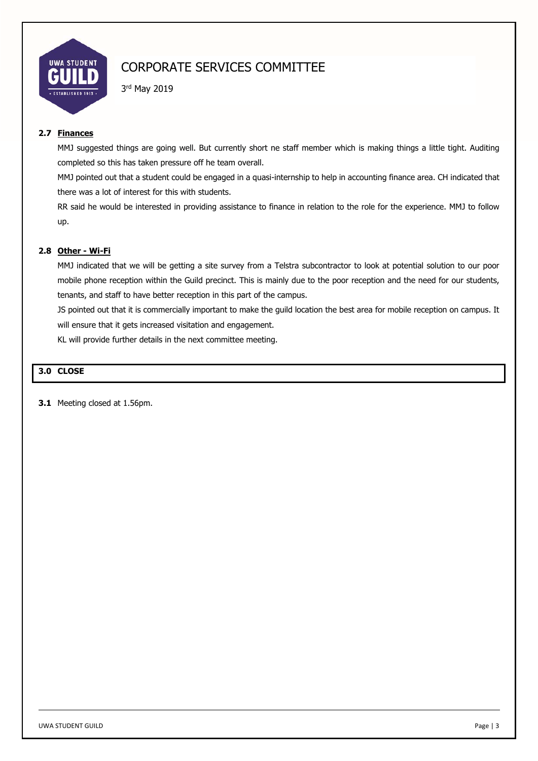### 2.7 Finances

MMJ suggested things are going well. But currently short ne staff member which is making things a little tight. Auditing completed so this has taken pressure off he team overall.

MMJ pointed out that a student could be engaged in a quasi-internship to help in accounting finance area. CH indicated that there was a lot of interest for this with students.

RR said he would be interested in providing assistance to finance in relation to the role for the experience. MMJ to follow up.

### 2.8 Other - Wi-Fi

MMJ indicated that we will be getting a site survey from a Telstra subcontractor to look at potential solution to our poor mobile phone reception within the Guild precinct. This is mainly due to the poor reception and the need for our students, tenants, and staff to have better reception in this part of the campus.

JS pointed out that it is commercially important to make the guild location the best area for mobile reception on campus. It will ensure that it gets increased visitation and engagement.

KL will provide further details in the next committee meeting.

## 3.0 CLOSE

**3.1** Meeting closed at 1.56pm.